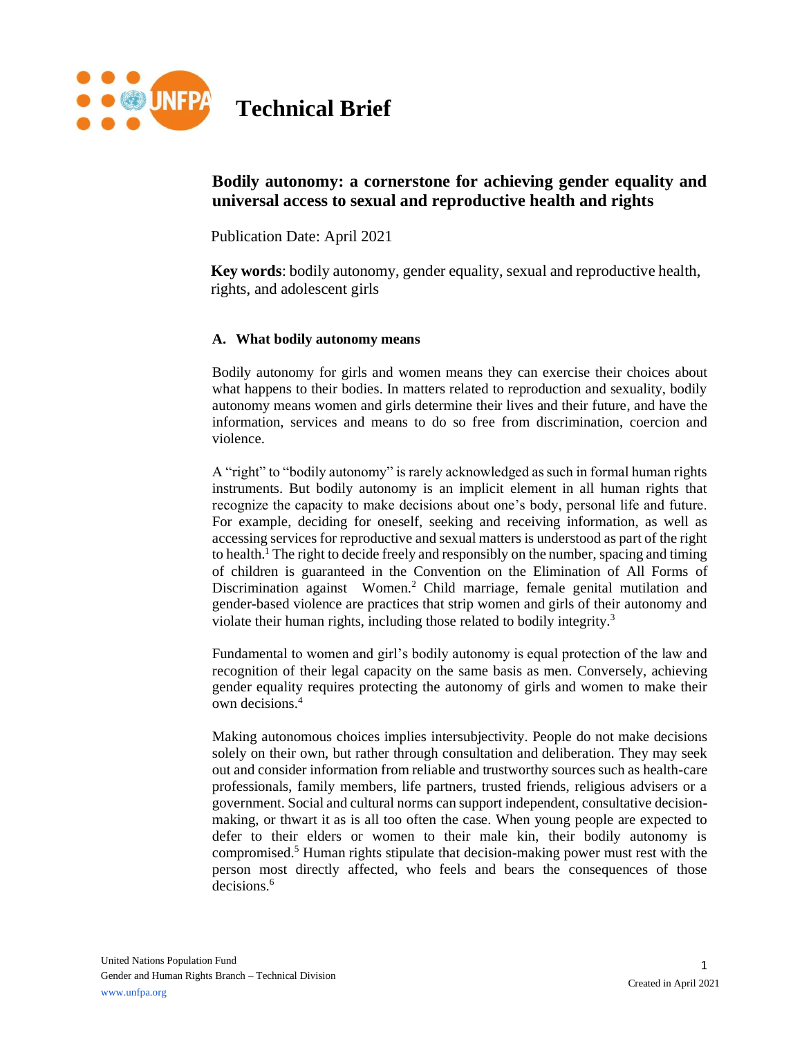# Technical Brief

## Bodily autonomy: a cornerstone for achieving gender equality and universal access to sexual and reproductive health and rights

Publication Date: April 2021

**Key words**: bodily autonomy, gender equality, sexual and reproductive health, rights, and adolescent girls

### A. What bodily autonomy means

Bodily autonomy for girls and women means they can exercise their choices about what happens to their bodies. In matters related to reproduction and sexuality, bodily autonomy means women and girls determine their lives and their future, and have the information, services and means to do so free from discrimination, coercion and violence.

A "right" to "bodily autonomy" is rarely acknowledged as such in formal human rights instruments. But bodily autonomy is an implicit element in all human rights that recognize the capacity to make decisions about one's body, personal life and future. For example, deciding for oneself, seeking and receiving information, as well as accessing services for reproductive and sexual matters is understood as part of the right to health.[1] The right to decide freely and responsibly on the number, spacing and timing of children is guaranteed in the Convention on the Elimination of All Forms of Discrimination against Women.[2] Child marriage, female genital mutilation and gender-based violence are practices that strip women and girls of their autonomy and violate their human rights, including those related to bodily integrity.[3]

Fundamental to women and girl's bodily autonomy is equal protection of the law and recognition of their legal capacity on the same basis as men. Conversely, achieving gender equality requires protecting the autonomy of girls and women to make their own decisions.[4]

Making autonomous choices implies intersubjectivity. People do not make decisions solely on their own, but rather through consultation and deliberation. They may seek out and consider information from reliable and trustworthy sources such as health-care professionals, family members, life partners, trusted friends, religious advisers or a government. Social and cultural norms can support independent, consultative decision-making, or thwart it as is all too often the case. When young people are expected to defer to their elders or women to their male kin, their bodily autonomy is compromised.[5] Human rights stipulate that decision-making power must rest with the person most directly affected, who feels and bears the consequences of those decisions.[6]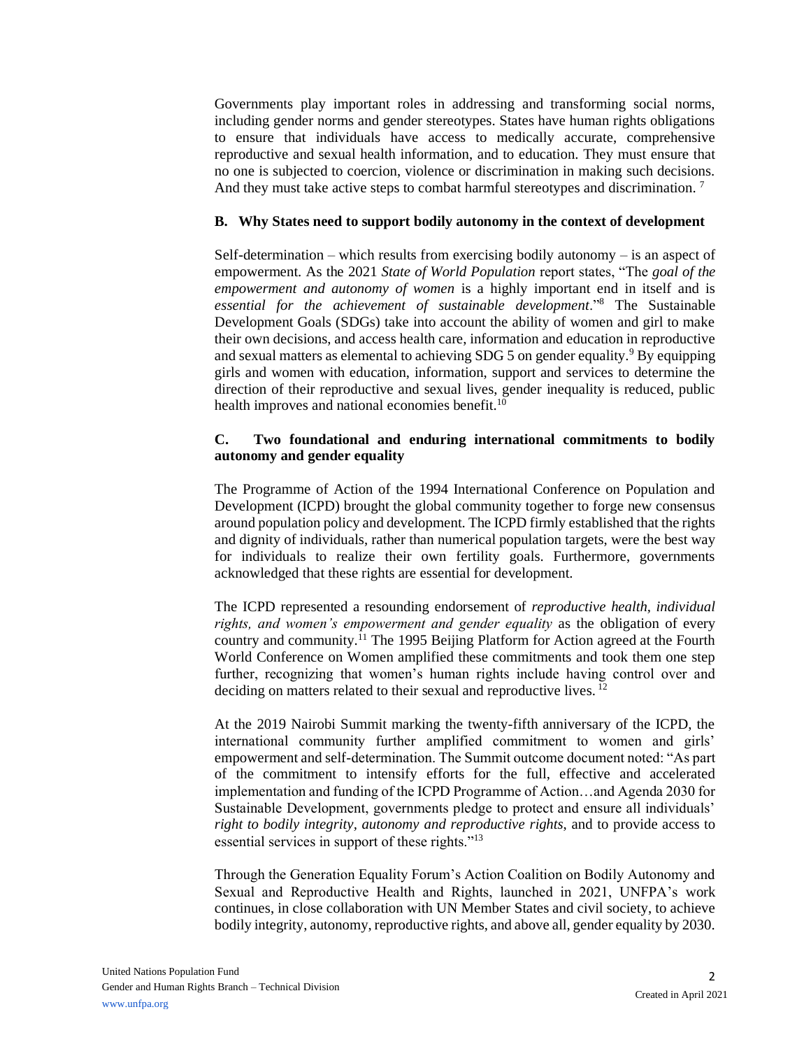Governments play important roles in addressing and transforming social norms, including gender norms and gender stereotypes. States have human rights obligations to ensure that individuals have access to medically accurate, comprehensive reproductive and sexual health information, and to education. They must ensure that no one is subjected to coercion, violence or discrimination in making such decisions. And they must take active steps to combat harmful stereotypes and discrimination. [7]

### B. Why States need to support bodily autonomy in the context of development

Self-determination – which results from exercising bodily autonomy – is an aspect of empowerment. As the 2021 *State of World Population* report states, "The *goal of the empowerment and autonomy of women* is a highly important end in itself and is *essential for the achievement of sustainable development*."[8] The Sustainable Development Goals (SDGs) take into account the ability of women and girl to make their own decisions, and access health care, information and education in reproductive and sexual matters as elemental to achieving SDG 5 on gender equality.[9] By equipping girls and women with education, information, support and services to determine the direction of their reproductive and sexual lives, gender inequality is reduced, public health improves and national economies benefit.[10]

### C. Two foundational and enduring international commitments to bodily autonomy and gender equality

The Programme of Action of the 1994 International Conference on Population and Development (ICPD) brought the global community together to forge new consensus around population policy and development. The ICPD firmly established that the rights and dignity of individuals, rather than numerical population targets, were the best way for individuals to realize their own fertility goals. Furthermore, governments acknowledged that these rights are essential for development.

The ICPD represented a resounding endorsement of *reproductive health, individual rights, and women's empowerment and gender equality* as the obligation of every country and community.[11] The 1995 Beijing Platform for Action agreed at the Fourth World Conference on Women amplified these commitments and took them one step further, recognizing that women's human rights include having control over and deciding on matters related to their sexual and reproductive lives. [12]

At the 2019 Nairobi Summit marking the twenty-fifth anniversary of the ICPD, the international community further amplified commitment to women and girls' empowerment and self-determination. The Summit outcome document noted: "As part of the commitment to intensify efforts for the full, effective and accelerated implementation and funding of the ICPD Programme of Action…and Agenda 2030 for Sustainable Development, governments pledge to protect and ensure all individuals' *right to bodily integrity, autonomy and reproductive rights*, and to provide access to essential services in support of these rights."[13]

Through the Generation Equality Forum's Action Coalition on Bodily Autonomy and Sexual and Reproductive Health and Rights, launched in 2021, UNFPA's work continues, in close collaboration with UN Member States and civil society, to achieve bodily integrity, autonomy, reproductive rights, and above all, gender equality by 2030.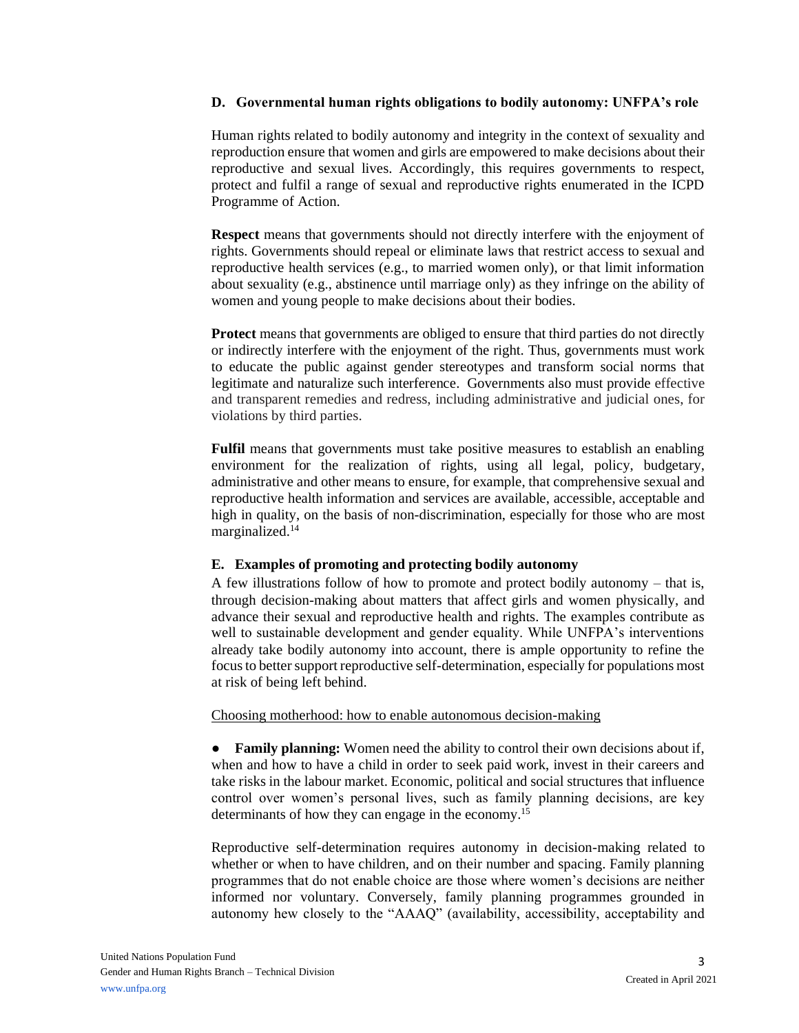### D. Governmental human rights obligations to bodily autonomy: UNFPA's role

Human rights related to bodily autonomy and integrity in the context of sexuality and reproduction ensure that women and girls are empowered to make decisions about their reproductive and sexual lives. Accordingly, this requires governments to respect, protect and fulfil a range of sexual and reproductive rights enumerated in the ICPD Programme of Action.

**Respect** means that governments should not directly interfere with the enjoyment of rights. Governments should repeal or eliminate laws that restrict access to sexual and reproductive health services (e.g., to married women only), or that limit information about sexuality (e.g., abstinence until marriage only) as they infringe on the ability of women and young people to make decisions about their bodies.

**Protect** means that governments are obliged to ensure that third parties do not directly or indirectly interfere with the enjoyment of the right. Thus, governments must work to educate the public against gender stereotypes and transform social norms that legitimate and naturalize such interference. Governments also must provide effective and transparent remedies and redress, including administrative and judicial ones, for violations by third parties.

**Fulfil** means that governments must take positive measures to establish an enabling environment for the realization of rights, using all legal, policy, budgetary, administrative and other means to ensure, for example, that comprehensive sexual and reproductive health information and services are available, accessible, acceptable and high in quality, on the basis of non-discrimination, especially for those who are most marginalized.[14]

### E. Examples of promoting and protecting bodily autonomy

A few illustrations follow of how to promote and protect bodily autonomy – that is, through decision-making about matters that affect girls and women physically, and advance their sexual and reproductive health and rights. The examples contribute as well to sustainable development and gender equality. While UNFPA's interventions already take bodily autonomy into account, there is ample opportunity to refine the focus to better support reproductive self-determination, especially for populations most at risk of being left behind.

<u>Choosing motherhood: how to enable autonomous decision-making</u>

- **Family planning:** Women need the ability to control their own decisions about if, when and how to have a child in order to seek paid work, invest in their careers and take risks in the labour market. Economic, political and social structures that influence control over women's personal lives, such as family planning decisions, are key determinants of how they can engage in the economy.[15]

Reproductive self-determination requires autonomy in decision-making related to whether or when to have children, and on their number and spacing. Family planning programmes that do not enable choice are those where women's decisions are neither informed nor voluntary. Conversely, family planning programmes grounded in autonomy hew closely to the "AAAQ" (availability, accessibility, acceptability and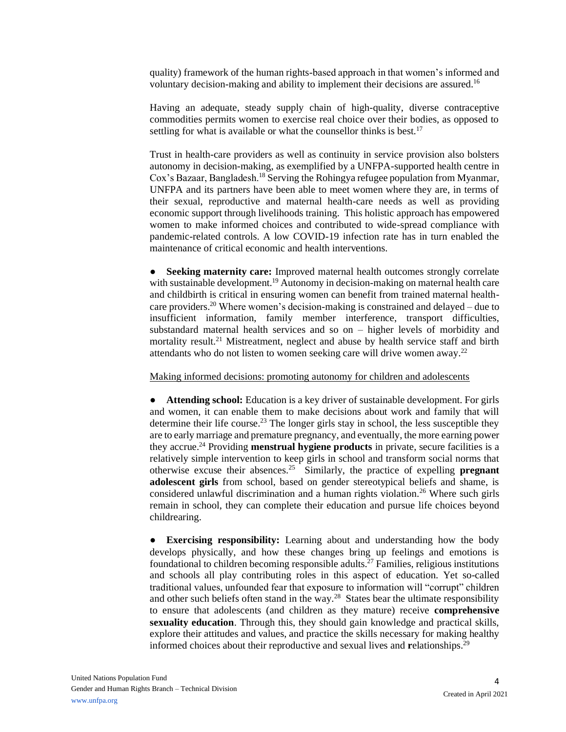quality) framework of the human rights-based approach in that women's informed and voluntary decision-making and ability to implement their decisions are assured.[16]

Having an adequate, steady supply chain of high-quality, diverse contraceptive commodities permits women to exercise real choice over their bodies, as opposed to settling for what is available or what the counsellor thinks is best.[17]

Trust in health-care providers as well as continuity in service provision also bolsters autonomy in decision-making, as exemplified by a UNFPA-supported health centre in Cox's Bazaar, Bangladesh.[18] Serving the Rohingya refugee population from Myanmar, UNFPA and its partners have been able to meet women where they are, in terms of their sexual, reproductive and maternal health-care needs as well as providing economic support through livelihoods training. This holistic approach has empowered women to make informed choices and contributed to wide-spread compliance with pandemic-related controls. A low COVID-19 infection rate has in turn enabled the maintenance of critical economic and health interventions.

- **Seeking maternity care:** Improved maternal health outcomes strongly correlate with sustainable development.[19] Autonomy in decision-making on maternal health care and childbirth is critical in ensuring women can benefit from trained maternal health-care providers.[20] Where women's decision-making is constrained and delayed – due to insufficient information, family member interference, transport difficulties, substandard maternal health services and so on – higher levels of morbidity and mortality result.[21] Mistreatment, neglect and abuse by health service staff and birth attendants who do not listen to women seeking care will drive women away.[22]

<u>Making informed decisions: promoting autonomy for children and adolescents</u>

- **Attending school:** Education is a key driver of sustainable development. For girls and women, it can enable them to make decisions about work and family that will determine their life course.[23] The longer girls stay in school, the less susceptible they are to early marriage and premature pregnancy, and eventually, the more earning power they accrue.[24] Providing **menstrual hygiene products** in private, secure facilities is a relatively simple intervention to keep girls in school and transform social norms that otherwise excuse their absences.[25] Similarly, the practice of expelling **pregnant adolescent girls** from school, based on gender stereotypical beliefs and shame, is considered unlawful discrimination and a human rights violation.[26] Where such girls remain in school, they can complete their education and pursue life choices beyond childrearing.

- **Exercising responsibility:** Learning about and understanding how the body develops physically, and how these changes bring up feelings and emotions is foundational to children becoming responsible adults.[27] Families, religious institutions and schools all play contributing roles in this aspect of education. Yet so-called traditional values, unfounded fear that exposure to information will "corrupt" children and other such beliefs often stand in the way.[28] States bear the ultimate responsibility to ensure that adolescents (and children as they mature) receive **comprehensive sexuality education**. Through this, they should gain knowledge and practical skills, explore their attitudes and values, and practice the skills necessary for making healthy informed choices about their reproductive and sexual lives and relationships.[29]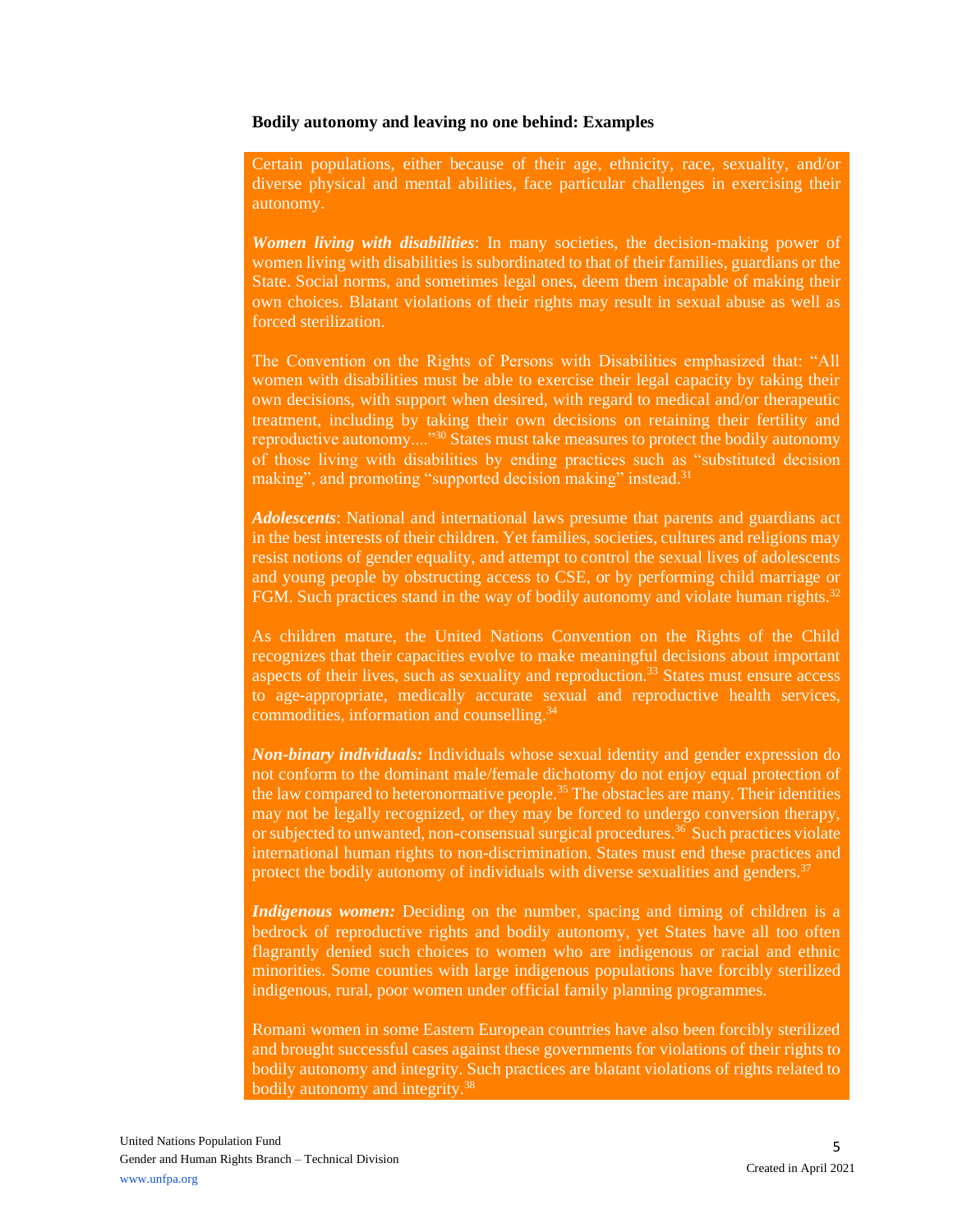**Bodily autonomy and leaving no one behind: Examples**

Certain populations, either because of their age, ethnicity, race, sexuality, and/or diverse physical and mental abilities, face particular challenges in exercising their autonomy.

***Women living with disabilities***: In many societies, the decision-making power of women living with disabilities is subordinated to that of their families, guardians or the State. Social norms, and sometimes legal ones, deem them incapable of making their own choices. Blatant violations of their rights may result in sexual abuse as well as forced sterilization.

The Convention on the Rights of Persons with Disabilities emphasized that: "All women with disabilities must be able to exercise their legal capacity by taking their own decisions, with support when desired, with regard to medical and/or therapeutic treatment, including by taking their own decisions on retaining their fertility and reproductive autonomy...."[30] States must take measures to protect the bodily autonomy of those living with disabilities by ending practices such as "substituted decision making", and promoting "supported decision making" instead.[31]

***Adolescents***: National and international laws presume that parents and guardians act in the best interests of their children. Yet families, societies, cultures and religions may resist notions of gender equality, and attempt to control the sexual lives of adolescents and young people by obstructing access to CSE, or by performing child marriage or FGM. Such practices stand in the way of bodily autonomy and violate human rights.[32]

As children mature, the United Nations Convention on the Rights of the Child recognizes that their capacities evolve to make meaningful decisions about important aspects of their lives, such as sexuality and reproduction.[33] States must ensure access to age-appropriate, medically accurate sexual and reproductive health services, commodities, information and counselling.[34]

***Non-binary individuals:*** Individuals whose sexual identity and gender expression do not conform to the dominant male/female dichotomy do not enjoy equal protection of the law compared to heteronormative people.[35] The obstacles are many. Their identities may not be legally recognized, or they may be forced to undergo conversion therapy, or subjected to unwanted, non-consensual surgical procedures.[36] Such practices violate international human rights to non-discrimination. States must end these practices and protect the bodily autonomy of individuals with diverse sexualities and genders.[37]

***Indigenous women:*** Deciding on the number, spacing and timing of children is a bedrock of reproductive rights and bodily autonomy, yet States have all too often flagrantly denied such choices to women who are indigenous or racial and ethnic minorities. Some counties with large indigenous populations have forcibly sterilized indigenous, rural, poor women under official family planning programmes.

Romani women in some Eastern European countries have also been forcibly sterilized and brought successful cases against these governments for violations of their rights to bodily autonomy and integrity. Such practices are blatant violations of rights related to bodily autonomy and integrity.[38]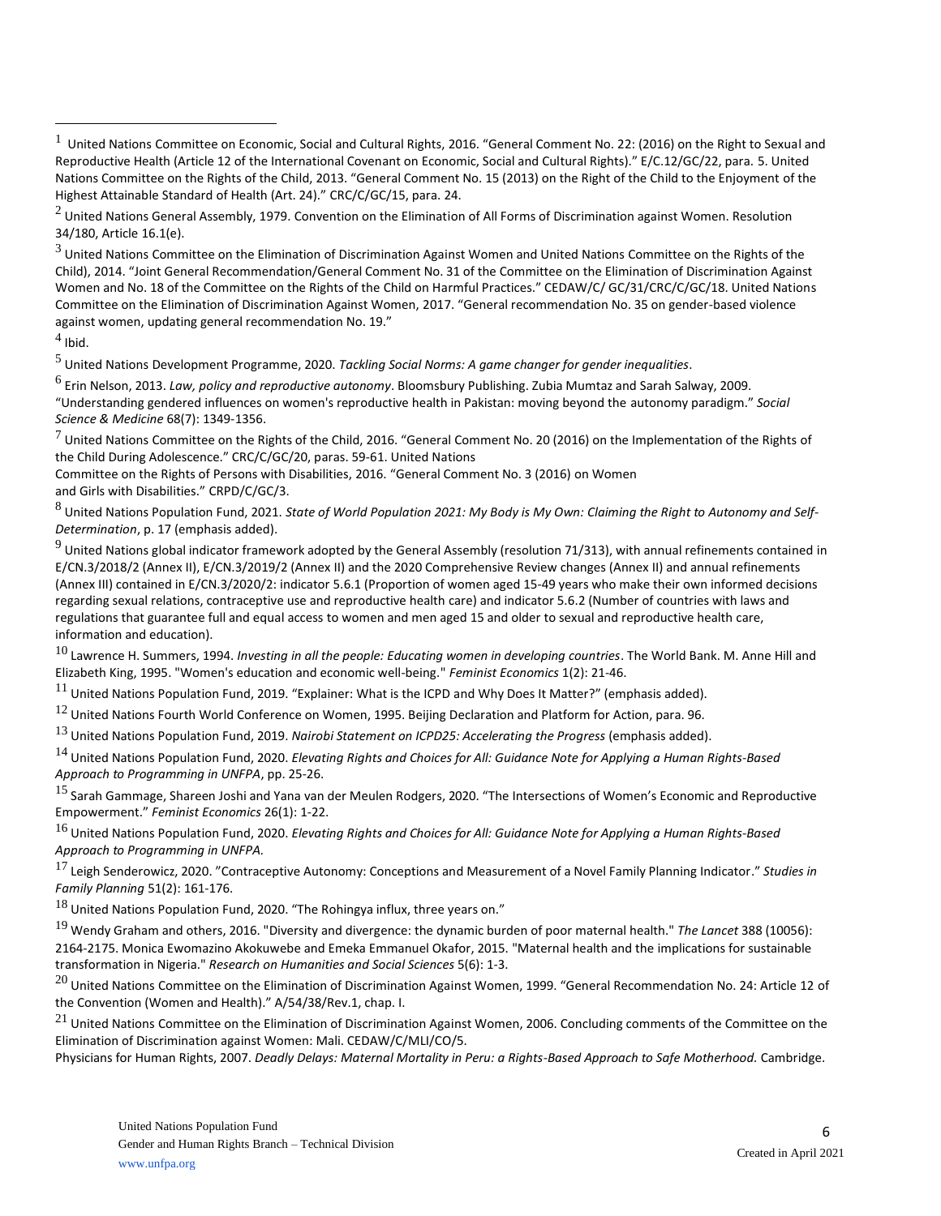[1] United Nations Committee on Economic, Social and Cultural Rights, 2016. "General Comment No. 22: (2016) on the Right to Sexual and Reproductive Health (Article 12 of the International Covenant on Economic, Social and Cultural Rights)." E/C.12/GC/22, para. 5. United Nations Committee on the Rights of the Child, 2013. "General Comment No. 15 (2013) on the Right of the Child to the Enjoyment of the Highest Attainable Standard of Health (Art. 24)." CRC/C/GC/15, para. 24.

[2] United Nations General Assembly, 1979. Convention on the Elimination of All Forms of Discrimination against Women. Resolution 34/180, Article 16.1(e).

[3] United Nations Committee on the Elimination of Discrimination Against Women and United Nations Committee on the Rights of the Child), 2014. "Joint General Recommendation/General Comment No. 31 of the Committee on the Elimination of Discrimination Against Women and No. 18 of the Committee on the Rights of the Child on Harmful Practices." CEDAW/C/ GC/31/CRC/C/GC/18. United Nations Committee on the Elimination of Discrimination Against Women, 2017. "General recommendation No. 35 on gender-based violence against women, updating general recommendation No. 19."

[4] Ibid.

[5] United Nations Development Programme, 2020. *Tackling Social Norms: A game changer for gender inequalities*.

[6] Erin Nelson, 2013. *Law, policy and reproductive autonomy*. Bloomsbury Publishing. Zubia Mumtaz and Sarah Salway, 2009. "Understanding gendered influences on women's reproductive health in Pakistan: moving beyond the autonomy paradigm." *Social Science & Medicine* 68(7): 1349-1356.

[7] United Nations Committee on the Rights of the Child, 2016. "General Comment No. 20 (2016) on the Implementation of the Rights of the Child During Adolescence." CRC/C/GC/20, paras. 59-61. United Nations
Committee on the Rights of Persons with Disabilities, 2016. "General Comment No. 3 (2016) on Women and Girls with Disabilities." CRPD/C/GC/3.

[8] United Nations Population Fund, 2021. *State of World Population 2021: My Body is My Own: Claiming the Right to Autonomy and Self-Determination*, p. 17 (emphasis added).

[9] United Nations global indicator framework adopted by the General Assembly (resolution 71/313), with annual refinements contained in E/CN.3/2018/2 (Annex II), E/CN.3/2019/2 (Annex II) and the 2020 Comprehensive Review changes (Annex II) and annual refinements (Annex III) contained in E/CN.3/2020/2: indicator 5.6.1 (Proportion of women aged 15-49 years who make their own informed decisions regarding sexual relations, contraceptive use and reproductive health care) and indicator 5.6.2 (Number of countries with laws and regulations that guarantee full and equal access to women and men aged 15 and older to sexual and reproductive health care, information and education).

[10] Lawrence H. Summers, 1994. *Investing in all the people: Educating women in developing countries*. The World Bank. M. Anne Hill and Elizabeth King, 1995. "Women's education and economic well-being." *Feminist Economics* 1(2): 21-46.

[11] United Nations Population Fund, 2019. "Explainer: What is the ICPD and Why Does It Matter?" (emphasis added).

[12] United Nations Fourth World Conference on Women, 1995. Beijing Declaration and Platform for Action, para. 96.

[13] United Nations Population Fund, 2019. *Nairobi Statement on ICPD25: Accelerating the Progress* (emphasis added).

[14] United Nations Population Fund, 2020. *Elevating Rights and Choices for All: Guidance Note for Applying a Human Rights-Based Approach to Programming in UNFPA*, pp. 25-26.

[15] Sarah Gammage, Shareen Joshi and Yana van der Meulen Rodgers, 2020. "The Intersections of Women's Economic and Reproductive Empowerment." *Feminist Economics* 26(1): 1-22.

[16] United Nations Population Fund, 2020. *Elevating Rights and Choices for All: Guidance Note for Applying a Human Rights-Based Approach to Programming in UNFPA.*

[17] Leigh Senderowicz, 2020. "Contraceptive Autonomy: Conceptions and Measurement of a Novel Family Planning Indicator." *Studies in Family Planning* 51(2): 161-176.

[18] United Nations Population Fund, 2020. "The Rohingya influx, three years on."

[19] Wendy Graham and others, 2016. "Diversity and divergence: the dynamic burden of poor maternal health." *The Lancet* 388 (10056): 2164-2175. Monica Ewomazino Akokuwebe and Emeka Emmanuel Okafor, 2015. "Maternal health and the implications for sustainable transformation in Nigeria." *Research on Humanities and Social Sciences* 5(6): 1-3.

[20] United Nations Committee on the Elimination of Discrimination Against Women, 1999. "General Recommendation No. 24: Article 12 of the Convention (Women and Health)." A/54/38/Rev.1, chap. I.

[21] United Nations Committee on the Elimination of Discrimination Against Women, 2006. Concluding comments of the Committee on the Elimination of Discrimination against Women: Mali. CEDAW/C/MLI/CO/5.
Physicians for Human Rights, 2007. *Deadly Delays: Maternal Mortality in Peru: a Rights-Based Approach to Safe Motherhood.* Cambridge.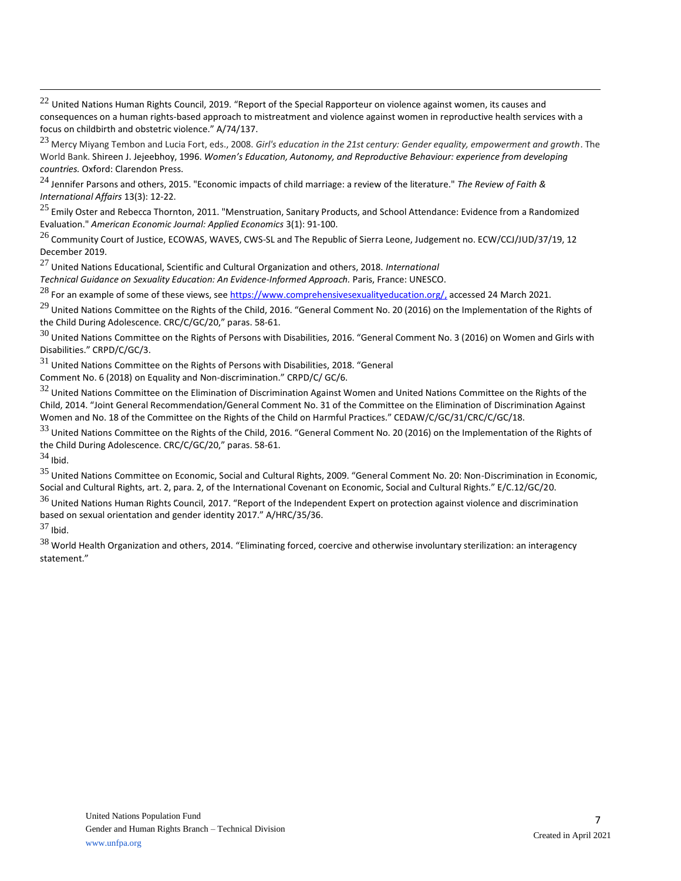[22] United Nations Human Rights Council, 2019. "Report of the Special Rapporteur on violence against women, its causes and consequences on a human rights-based approach to mistreatment and violence against women in reproductive health services with a focus on childbirth and obstetric violence." A/74/137.

[23] Mercy Miyang Tembon and Lucia Fort, eds., 2008. *Girl's education in the 21st century: Gender equality, empowerment and growth*. The World Bank. Shireen J. Jejeebhoy, 1996. *Women's Education, Autonomy, and Reproductive Behaviour: experience from developing countries.* Oxford: Clarendon Press.

[24] Jennifer Parsons and others, 2015. "Economic impacts of child marriage: a review of the literature." *The Review of Faith & International Affairs* 13(3): 12-22.

[25] Emily Oster and Rebecca Thornton, 2011. "Menstruation, Sanitary Products, and School Attendance: Evidence from a Randomized Evaluation." *American Economic Journal: Applied Economics* 3(1): 91-100.

[26] Community Court of Justice, ECOWAS, WAVES, CWS-SL and The Republic of Sierra Leone, Judgement no. ECW/CCJ/JUD/37/19, 12 December 2019.

[27] United Nations Educational, Scientific and Cultural Organization and others, 2018. *International Technical Guidance on Sexuality Education: An Evidence-Informed Approach.* Paris, France: UNESCO.

[28] For an example of some of these views, see https://www.comprehensivesexualityeducation.org/, accessed 24 March 2021.

[29] United Nations Committee on the Rights of the Child, 2016. "General Comment No. 20 (2016) on the Implementation of the Rights of the Child During Adolescence. CRC/C/GC/20," paras. 58-61.

[30] United Nations Committee on the Rights of Persons with Disabilities, 2016. "General Comment No. 3 (2016) on Women and Girls with Disabilities." CRPD/C/GC/3.

[31] United Nations Committee on the Rights of Persons with Disabilities, 2018. "General Comment No. 6 (2018) on Equality and Non-discrimination." CRPD/C/ GC/6.

[32] United Nations Committee on the Elimination of Discrimination Against Women and United Nations Committee on the Rights of the Child, 2014. "Joint General Recommendation/General Comment No. 31 of the Committee on the Elimination of Discrimination Against Women and No. 18 of the Committee on the Rights of the Child on Harmful Practices." CEDAW/C/GC/31/CRC/C/GC/18.

[33] United Nations Committee on the Rights of the Child, 2016. "General Comment No. 20 (2016) on the Implementation of the Rights of the Child During Adolescence. CRC/C/GC/20," paras. 58-61.

[34] Ibid.

[35] United Nations Committee on Economic, Social and Cultural Rights, 2009. "General Comment No. 20: Non-Discrimination in Economic, Social and Cultural Rights, art. 2, para. 2, of the International Covenant on Economic, Social and Cultural Rights." E/C.12/GC/20.

[36] United Nations Human Rights Council, 2017. "Report of the Independent Expert on protection against violence and discrimination based on sexual orientation and gender identity 2017." A/HRC/35/36.

[37] Ibid.

[38] World Health Organization and others, 2014. "Eliminating forced, coercive and otherwise involuntary sterilization: an interagency statement."